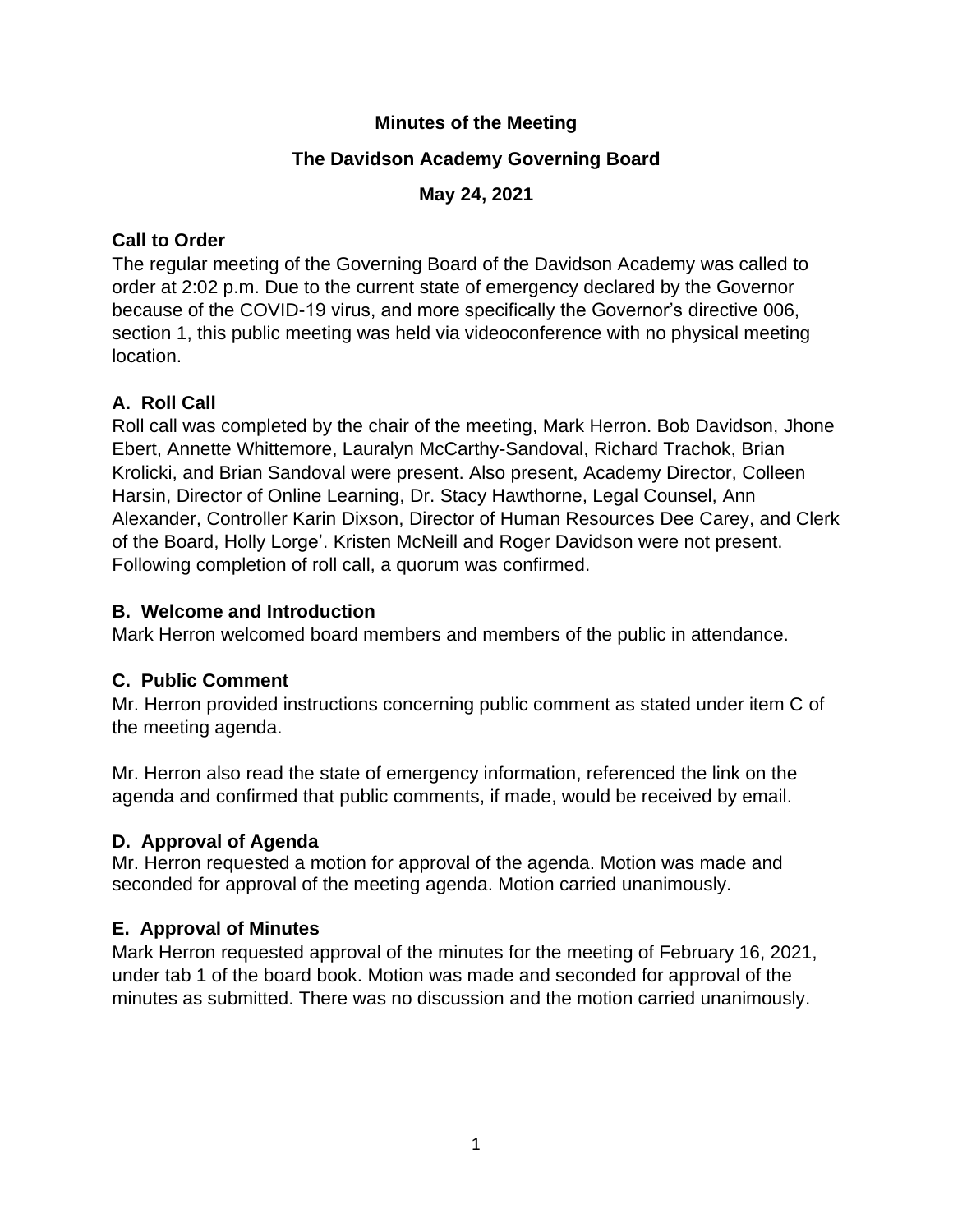**Minutes of the Meeting**

**The Davidson Academy Governing Board**

**May 24, 2021**

## Call to Order

The regular meeting of the Governing Board of the Davidson Academy was called to order at 2:02 p.m. Due to the current state of emergency declared by the Governor because of the COVID-19 virus, and more specifically the Governor's directive 006, section 1, this public meeting was held via videoconference with no physical meeting location.

## A. Roll Call

Roll call was completed by the chair of the meeting, Mark Herron. Bob Davidson, Jhone Ebert, Annette Whittemore, Lauralyn McCarthy-Sandoval, Richard Trachok, Brian Krolicki, and Brian Sandoval were present. Also present, Academy Director, Colleen Harsin, Director of Online Learning, Dr. Stacy Hawthorne, Legal Counsel, Ann Alexander, Controller Karin Dixson, Director of Human Resources Dee Carey, and Clerk of the Board, Holly Lorge'. Kristen McNeill and Roger Davidson were not present. Following completion of roll call, a quorum was confirmed.

## B. Welcome and Introduction

Mark Herron welcomed board members and members of the public in attendance.

## C. Public Comment

Mr. Herron provided instructions concerning public comment as stated under item C of the meeting agenda.

Mr. Herron also read the state of emergency information, referenced the link on the agenda and confirmed that public comments, if made, would be received by email.

## D. Approval of Agenda

Mr. Herron requested a motion for approval of the agenda. Motion was made and seconded for approval of the meeting agenda. Motion carried unanimously.

## E. Approval of Minutes

Mark Herron requested approval of the minutes for the meeting of February 16, 2021, under tab 1 of the board book. Motion was made and seconded for approval of the minutes as submitted. There was no discussion and the motion carried unanimously.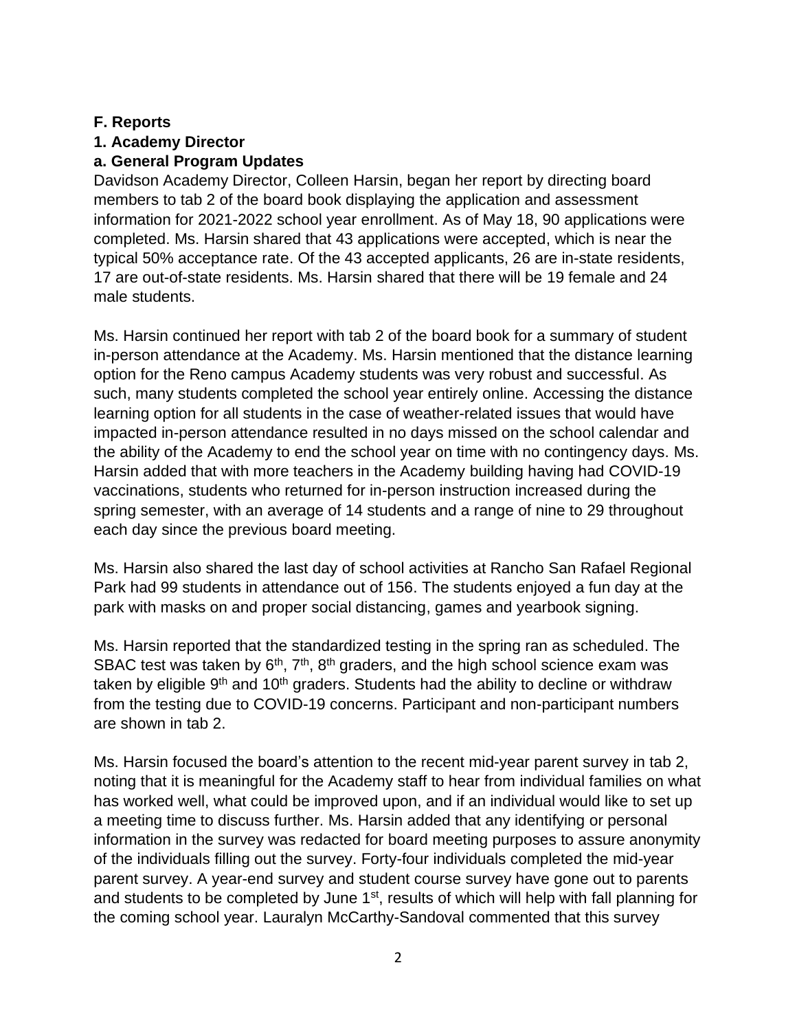**F. Reports**

**1. Academy Director**

**a. General Program Updates**

Davidson Academy Director, Colleen Harsin, began her report by directing board members to tab 2 of the board book displaying the application and assessment information for 2021-2022 school year enrollment. As of May 18, 90 applications were completed. Ms. Harsin shared that 43 applications were accepted, which is near the typical 50% acceptance rate. Of the 43 accepted applicants, 26 are in-state residents, 17 are out-of-state residents. Ms. Harsin shared that there will be 19 female and 24 male students.

Ms. Harsin continued her report with tab 2 of the board book for a summary of student in-person attendance at the Academy. Ms. Harsin mentioned that the distance learning option for the Reno campus Academy students was very robust and successful. As such, many students completed the school year entirely online. Accessing the distance learning option for all students in the case of weather-related issues that would have impacted in-person attendance resulted in no days missed on the school calendar and the ability of the Academy to end the school year on time with no contingency days. Ms. Harsin added that with more teachers in the Academy building having had COVID-19 vaccinations, students who returned for in-person instruction increased during the spring semester, with an average of 14 students and a range of nine to 29 throughout each day since the previous board meeting.

Ms. Harsin also shared the last day of school activities at Rancho San Rafael Regional Park had 99 students in attendance out of 156. The students enjoyed a fun day at the park with masks on and proper social distancing, games and yearbook signing.

Ms. Harsin reported that the standardized testing in the spring ran as scheduled. The SBAC test was taken by 6th, 7th, 8th graders, and the high school science exam was taken by eligible 9th and 10th graders. Students had the ability to decline or withdraw from the testing due to COVID-19 concerns. Participant and non-participant numbers are shown in tab 2.

Ms. Harsin focused the board's attention to the recent mid-year parent survey in tab 2, noting that it is meaningful for the Academy staff to hear from individual families on what has worked well, what could be improved upon, and if an individual would like to set up a meeting time to discuss further. Ms. Harsin added that any identifying or personal information in the survey was redacted for board meeting purposes to assure anonymity of the individuals filling out the survey. Forty-four individuals completed the mid-year parent survey. A year-end survey and student course survey have gone out to parents and students to be completed by June 1st, results of which will help with fall planning for the coming school year. Lauralyn McCarthy-Sandoval commented that this survey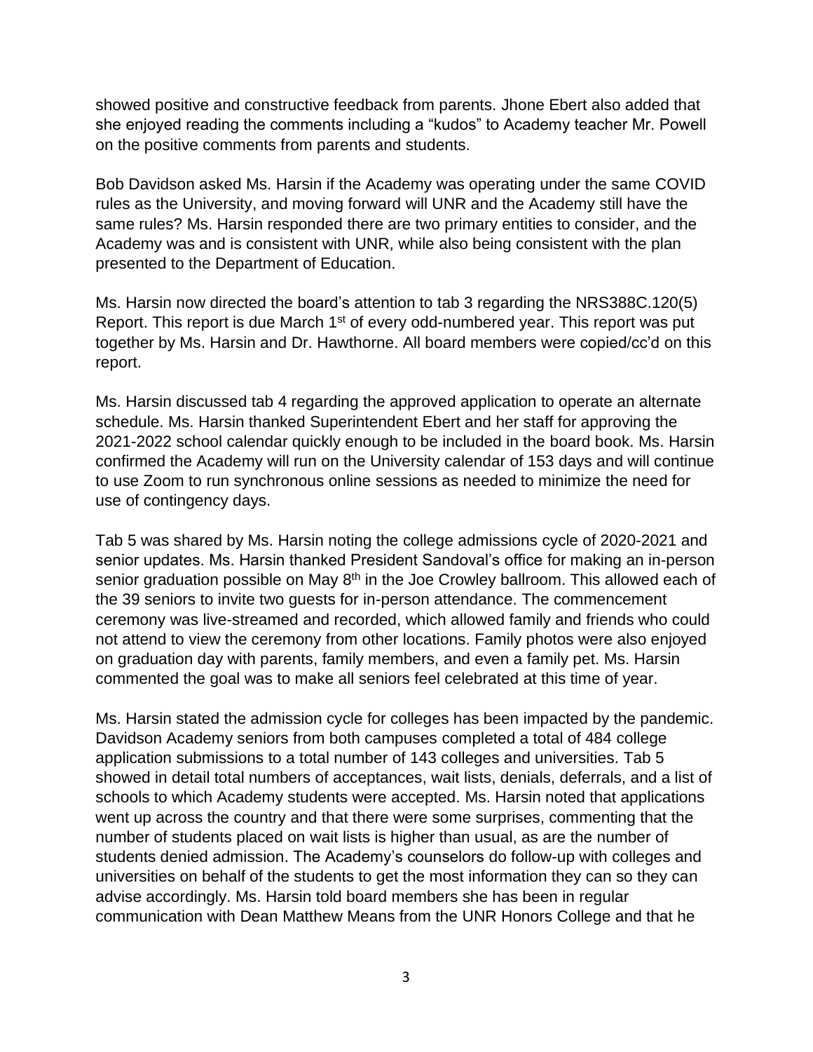showed positive and constructive feedback from parents. Jhone Ebert also added that she enjoyed reading the comments including a "kudos" to Academy teacher Mr. Powell on the positive comments from parents and students.

Bob Davidson asked Ms. Harsin if the Academy was operating under the same COVID rules as the University, and moving forward will UNR and the Academy still have the same rules? Ms. Harsin responded there are two primary entities to consider, and the Academy was and is consistent with UNR, while also being consistent with the plan presented to the Department of Education.

Ms. Harsin now directed the board's attention to tab 3 regarding the NRS388C.120(5) Report. This report is due March 1st of every odd-numbered year. This report was put together by Ms. Harsin and Dr. Hawthorne. All board members were copied/cc'd on this report.

Ms. Harsin discussed tab 4 regarding the approved application to operate an alternate schedule. Ms. Harsin thanked Superintendent Ebert and her staff for approving the 2021-2022 school calendar quickly enough to be included in the board book. Ms. Harsin confirmed the Academy will run on the University calendar of 153 days and will continue to use Zoom to run synchronous online sessions as needed to minimize the need for use of contingency days.

Tab 5 was shared by Ms. Harsin noting the college admissions cycle of 2020-2021 and senior updates. Ms. Harsin thanked President Sandoval's office for making an in-person senior graduation possible on May 8th in the Joe Crowley ballroom. This allowed each of the 39 seniors to invite two guests for in-person attendance. The commencement ceremony was live-streamed and recorded, which allowed family and friends who could not attend to view the ceremony from other locations. Family photos were also enjoyed on graduation day with parents, family members, and even a family pet. Ms. Harsin commented the goal was to make all seniors feel celebrated at this time of year.

Ms. Harsin stated the admission cycle for colleges has been impacted by the pandemic. Davidson Academy seniors from both campuses completed a total of 484 college application submissions to a total number of 143 colleges and universities. Tab 5 showed in detail total numbers of acceptances, wait lists, denials, deferrals, and a list of schools to which Academy students were accepted. Ms. Harsin noted that applications went up across the country and that there were some surprises, commenting that the number of students placed on wait lists is higher than usual, as are the number of students denied admission. The Academy's counselors do follow-up with colleges and universities on behalf of the students to get the most information they can so they can advise accordingly. Ms. Harsin told board members she has been in regular communication with Dean Matthew Means from the UNR Honors College and that he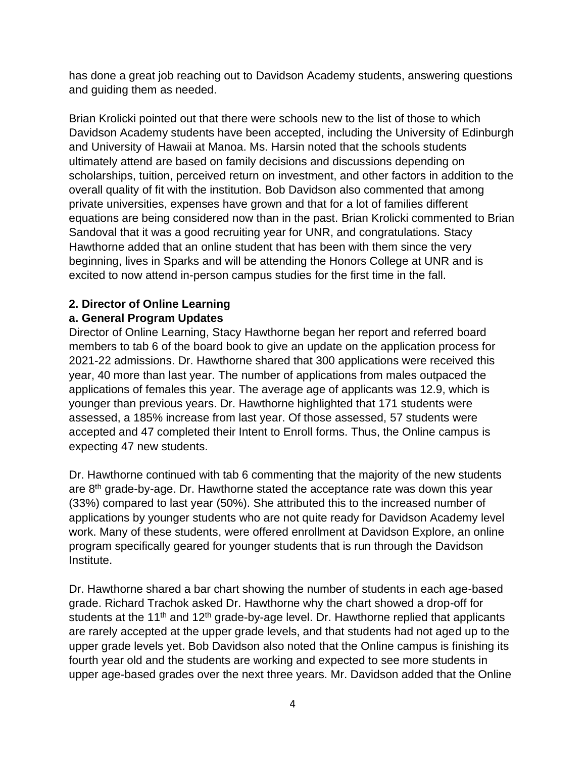has done a great job reaching out to Davidson Academy students, answering questions and guiding them as needed.

Brian Krolicki pointed out that there were schools new to the list of those to which Davidson Academy students have been accepted, including the University of Edinburgh and University of Hawaii at Manoa. Ms. Harsin noted that the schools students ultimately attend are based on family decisions and discussions depending on scholarships, tuition, perceived return on investment, and other factors in addition to the overall quality of fit with the institution. Bob Davidson also commented that among private universities, expenses have grown and that for a lot of families different equations are being considered now than in the past. Brian Krolicki commented to Brian Sandoval that it was a good recruiting year for UNR, and congratulations. Stacy Hawthorne added that an online student that has been with them since the very beginning, lives in Sparks and will be attending the Honors College at UNR and is excited to now attend in-person campus studies for the first time in the fall.

**2. Director of Online Learning**

**a. General Program Updates**

Director of Online Learning, Stacy Hawthorne began her report and referred board members to tab 6 of the board book to give an update on the application process for 2021-22 admissions. Dr. Hawthorne shared that 300 applications were received this year, 40 more than last year. The number of applications from males outpaced the applications of females this year. The average age of applicants was 12.9, which is younger than previous years. Dr. Hawthorne highlighted that 171 students were assessed, a 185% increase from last year. Of those assessed, 57 students were accepted and 47 completed their Intent to Enroll forms. Thus, the Online campus is expecting 47 new students.

Dr. Hawthorne continued with tab 6 commenting that the majority of the new students are 8th grade-by-age. Dr. Hawthorne stated the acceptance rate was down this year (33%) compared to last year (50%). She attributed this to the increased number of applications by younger students who are not quite ready for Davidson Academy level work. Many of these students, were offered enrollment at Davidson Explore, an online program specifically geared for younger students that is run through the Davidson Institute.

Dr. Hawthorne shared a bar chart showing the number of students in each age-based grade. Richard Trachok asked Dr. Hawthorne why the chart showed a drop-off for students at the 11th and 12th grade-by-age level. Dr. Hawthorne replied that applicants are rarely accepted at the upper grade levels, and that students had not aged up to the upper grade levels yet. Bob Davidson also noted that the Online campus is finishing its fourth year old and the students are working and expected to see more students in upper age-based grades over the next three years. Mr. Davidson added that the Online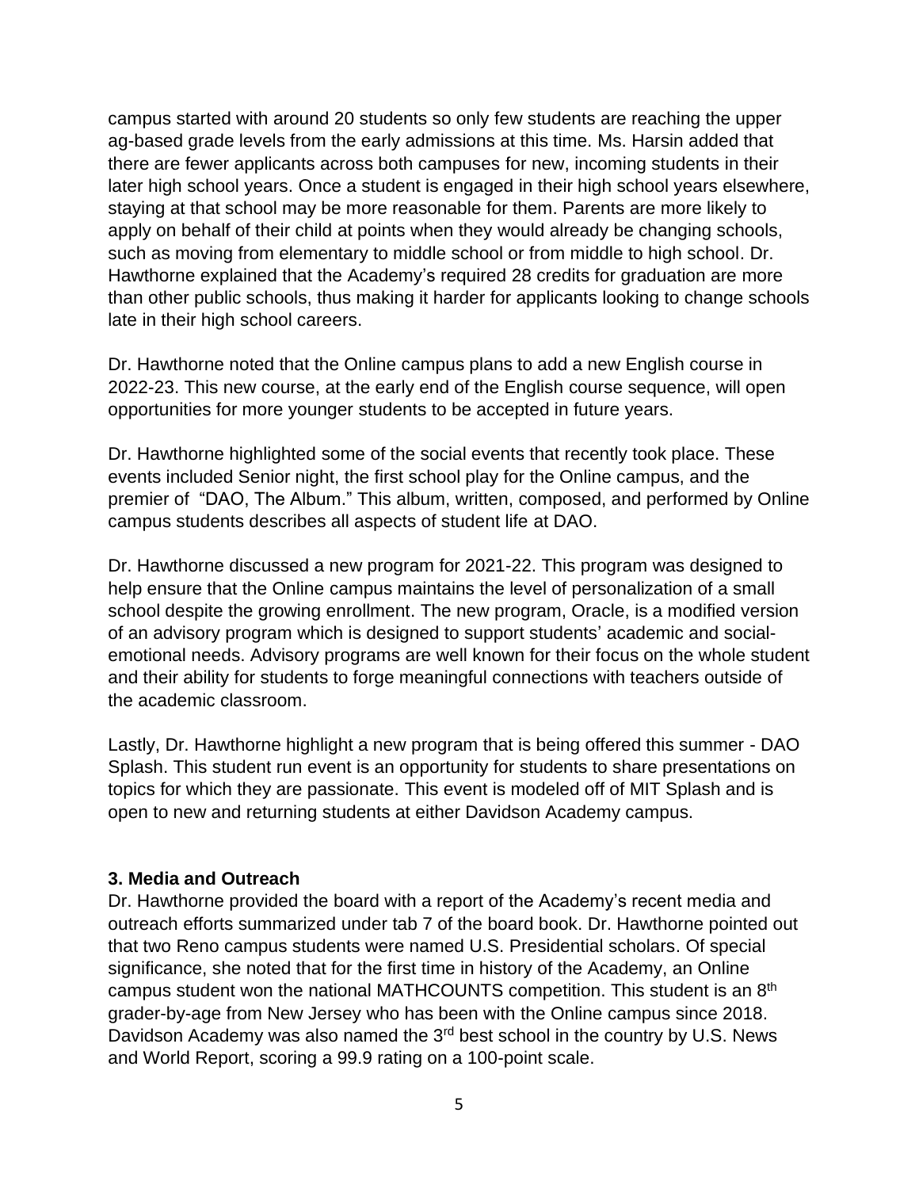campus started with around 20 students so only few students are reaching the upper ag-based grade levels from the early admissions at this time. Ms. Harsin added that there are fewer applicants across both campuses for new, incoming students in their later high school years. Once a student is engaged in their high school years elsewhere, staying at that school may be more reasonable for them. Parents are more likely to apply on behalf of their child at points when they would already be changing schools, such as moving from elementary to middle school or from middle to high school. Dr. Hawthorne explained that the Academy's required 28 credits for graduation are more than other public schools, thus making it harder for applicants looking to change schools late in their high school careers.

Dr. Hawthorne noted that the Online campus plans to add a new English course in 2022-23. This new course, at the early end of the English course sequence, will open opportunities for more younger students to be accepted in future years.

Dr. Hawthorne highlighted some of the social events that recently took place. These events included Senior night, the first school play for the Online campus, and the premier of "DAO, The Album." This album, written, composed, and performed by Online campus students describes all aspects of student life at DAO.

Dr. Hawthorne discussed a new program for 2021-22. This program was designed to help ensure that the Online campus maintains the level of personalization of a small school despite the growing enrollment. The new program, Oracle, is a modified version of an advisory program which is designed to support students' academic and social-emotional needs. Advisory programs are well known for their focus on the whole student and their ability for students to forge meaningful connections with teachers outside of the academic classroom.

Lastly, Dr. Hawthorne highlight a new program that is being offered this summer - DAO Splash. This student run event is an opportunity for students to share presentations on topics for which they are passionate. This event is modeled off of MIT Splash and is open to new and returning students at either Davidson Academy campus.

**3. Media and Outreach**

Dr. Hawthorne provided the board with a report of the Academy's recent media and outreach efforts summarized under tab 7 of the board book. Dr. Hawthorne pointed out that two Reno campus students were named U.S. Presidential scholars. Of special significance, she noted that for the first time in history of the Academy, an Online campus student won the national MATHCOUNTS competition. This student is an 8th grader-by-age from New Jersey who has been with the Online campus since 2018. Davidson Academy was also named the 3rd best school in the country by U.S. News and World Report, scoring a 99.9 rating on a 100-point scale.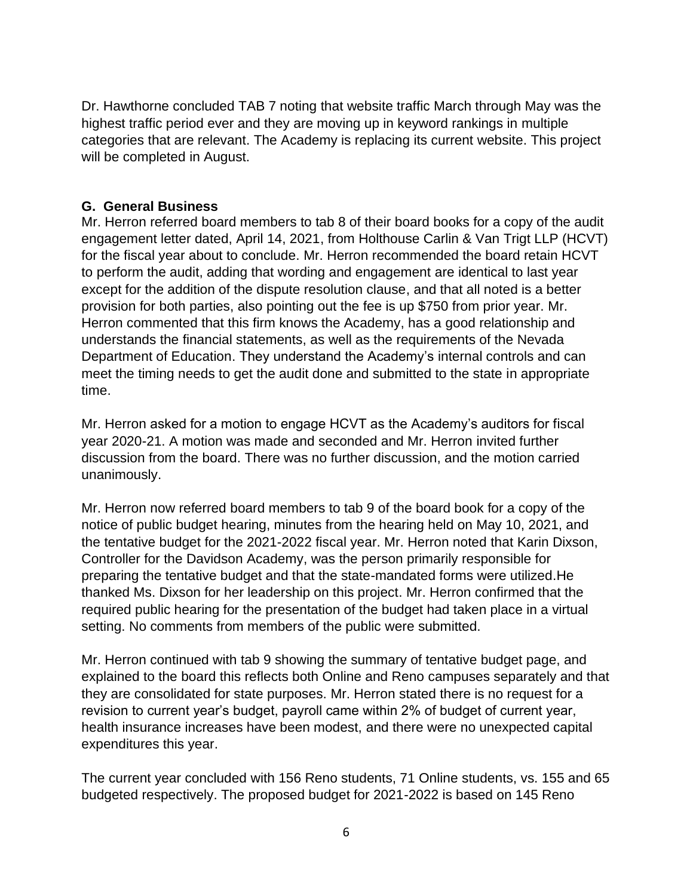Dr. Hawthorne concluded TAB 7 noting that website traffic March through May was the highest traffic period ever and they are moving up in keyword rankings in multiple categories that are relevant. The Academy is replacing its current website. This project will be completed in August.

## G. General Business

Mr. Herron referred board members to tab 8 of their board books for a copy of the audit engagement letter dated, April 14, 2021, from Holthouse Carlin & Van Trigt LLP (HCVT) for the fiscal year about to conclude. Mr. Herron recommended the board retain HCVT to perform the audit, adding that wording and engagement are identical to last year except for the addition of the dispute resolution clause, and that all noted is a better provision for both parties, also pointing out the fee is up $750 from prior year. Mr. Herron commented that this firm knows the Academy, has a good relationship and understands the financial statements, as well as the requirements of the Nevada Department of Education. They understand the Academy's internal controls and can meet the timing needs to get the audit done and submitted to the state in appropriate time.

Mr. Herron asked for a motion to engage HCVT as the Academy's auditors for fiscal year 2020-21. A motion was made and seconded and Mr. Herron invited further discussion from the board. There was no further discussion, and the motion carried unanimously.

Mr. Herron now referred board members to tab 9 of the board book for a copy of the notice of public budget hearing, minutes from the hearing held on May 10, 2021, and the tentative budget for the 2021-2022 fiscal year. Mr. Herron noted that Karin Dixson, Controller for the Davidson Academy, was the person primarily responsible for preparing the tentative budget and that the state-mandated forms were utilized.He thanked Ms. Dixson for her leadership on this project. Mr. Herron confirmed that the required public hearing for the presentation of the budget had taken place in a virtual setting. No comments from members of the public were submitted.

Mr. Herron continued with tab 9 showing the summary of tentative budget page, and explained to the board this reflects both Online and Reno campuses separately and that they are consolidated for state purposes. Mr. Herron stated there is no request for a revision to current year's budget, payroll came within 2% of budget of current year, health insurance increases have been modest, and there were no unexpected capital expenditures this year.

The current year concluded with 156 Reno students, 71 Online students, vs. 155 and 65 budgeted respectively. The proposed budget for 2021-2022 is based on 145 Reno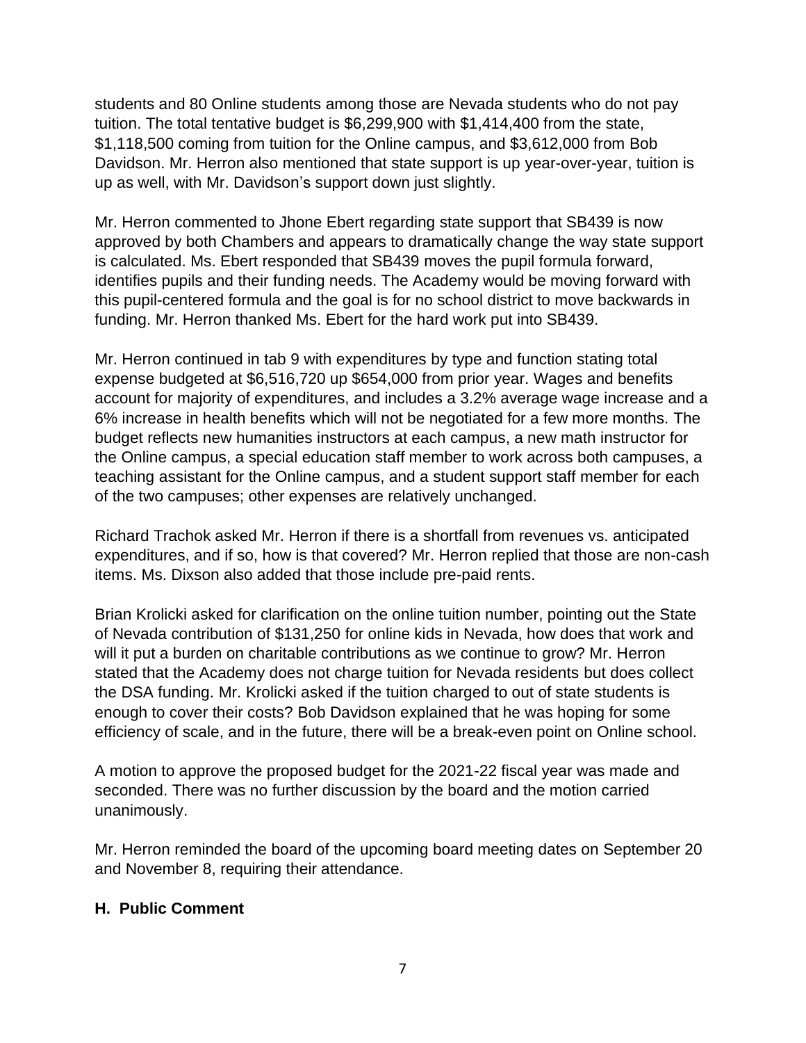students and 80 Online students among those are Nevada students who do not pay tuition. The total tentative budget is $6,299,900 with $1,414,400 from the state, $1,118,500 coming from tuition for the Online campus, and $3,612,000 from Bob Davidson. Mr. Herron also mentioned that state support is up year-over-year, tuition is up as well, with Mr. Davidson's support down just slightly.

Mr. Herron commented to Jhone Ebert regarding state support that SB439 is now approved by both Chambers and appears to dramatically change the way state support is calculated. Ms. Ebert responded that SB439 moves the pupil formula forward, identifies pupils and their funding needs. The Academy would be moving forward with this pupil-centered formula and the goal is for no school district to move backwards in funding. Mr. Herron thanked Ms. Ebert for the hard work put into SB439.

Mr. Herron continued in tab 9 with expenditures by type and function stating total expense budgeted at $6,516,720 up $654,000 from prior year. Wages and benefits account for majority of expenditures, and includes a 3.2% average wage increase and a 6% increase in health benefits which will not be negotiated for a few more months. The budget reflects new humanities instructors at each campus, a new math instructor for the Online campus, a special education staff member to work across both campuses, a teaching assistant for the Online campus, and a student support staff member for each of the two campuses; other expenses are relatively unchanged.

Richard Trachok asked Mr. Herron if there is a shortfall from revenues vs. anticipated expenditures, and if so, how is that covered? Mr. Herron replied that those are non-cash items. Ms. Dixson also added that those include pre-paid rents.

Brian Krolicki asked for clarification on the online tuition number, pointing out the State of Nevada contribution of $131,250 for online kids in Nevada, how does that work and will it put a burden on charitable contributions as we continue to grow? Mr. Herron stated that the Academy does not charge tuition for Nevada residents but does collect the DSA funding. Mr. Krolicki asked if the tuition charged to out of state students is enough to cover their costs? Bob Davidson explained that he was hoping for some efficiency of scale, and in the future, there will be a break-even point on Online school.

A motion to approve the proposed budget for the 2021-22 fiscal year was made and seconded. There was no further discussion by the board and the motion carried unanimously.

Mr. Herron reminded the board of the upcoming board meeting dates on September 20 and November 8, requiring their attendance.

**H. Public Comment**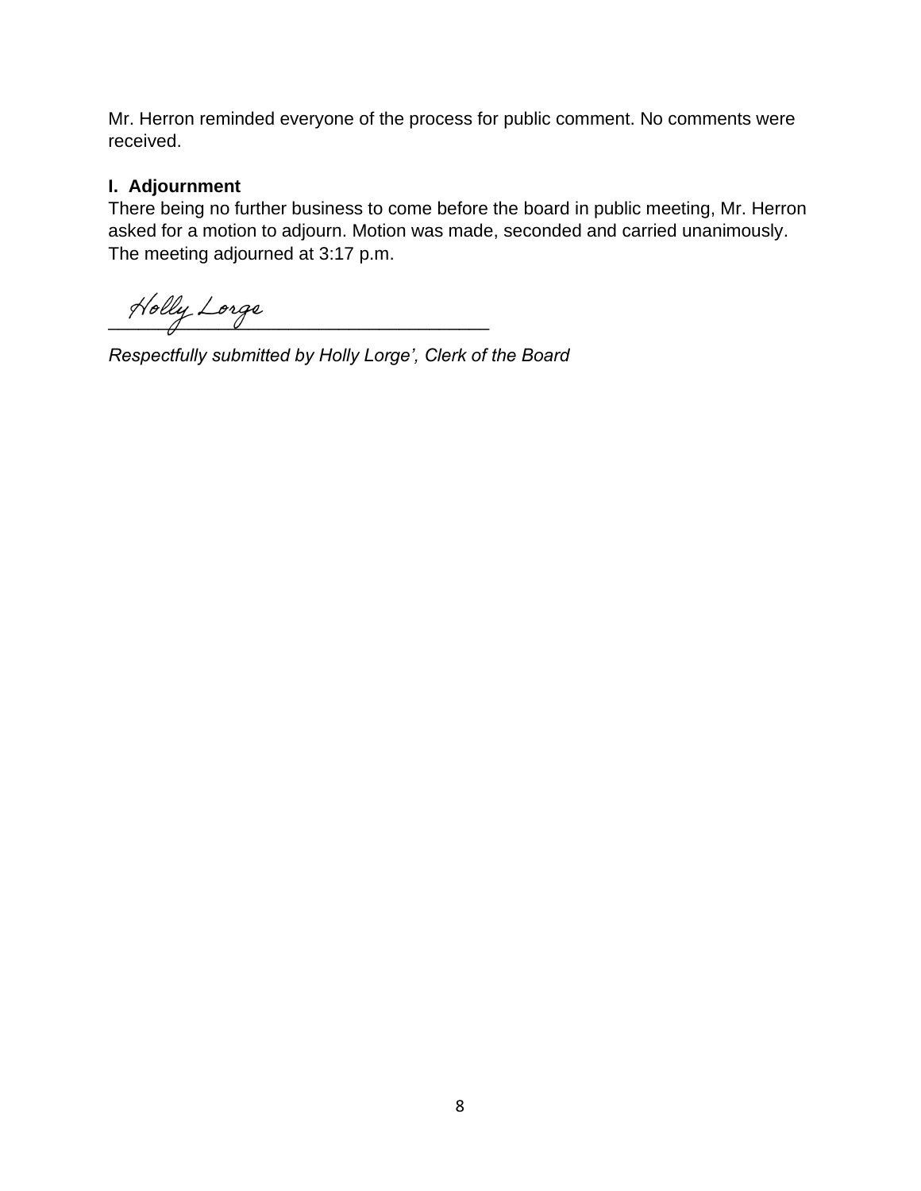Mr. Herron reminded everyone of the process for public comment. No comments were received.

**I. Adjournment**

There being no further business to come before the board in public meeting, Mr. Herron asked for a motion to adjourn. Motion was made, seconded and carried unanimously. The meeting adjourned at 3:17 p.m.

Holly Lorge
\_\_\_\_\_\_\_\_\_\_\_\_\_\_\_\_\_\_\_\_\_\_\_\_\_\_\_\_\_\_\_\_\_\_\_\_\_\_

*Respectfully submitted by Holly Lorge', Clerk of the Board*